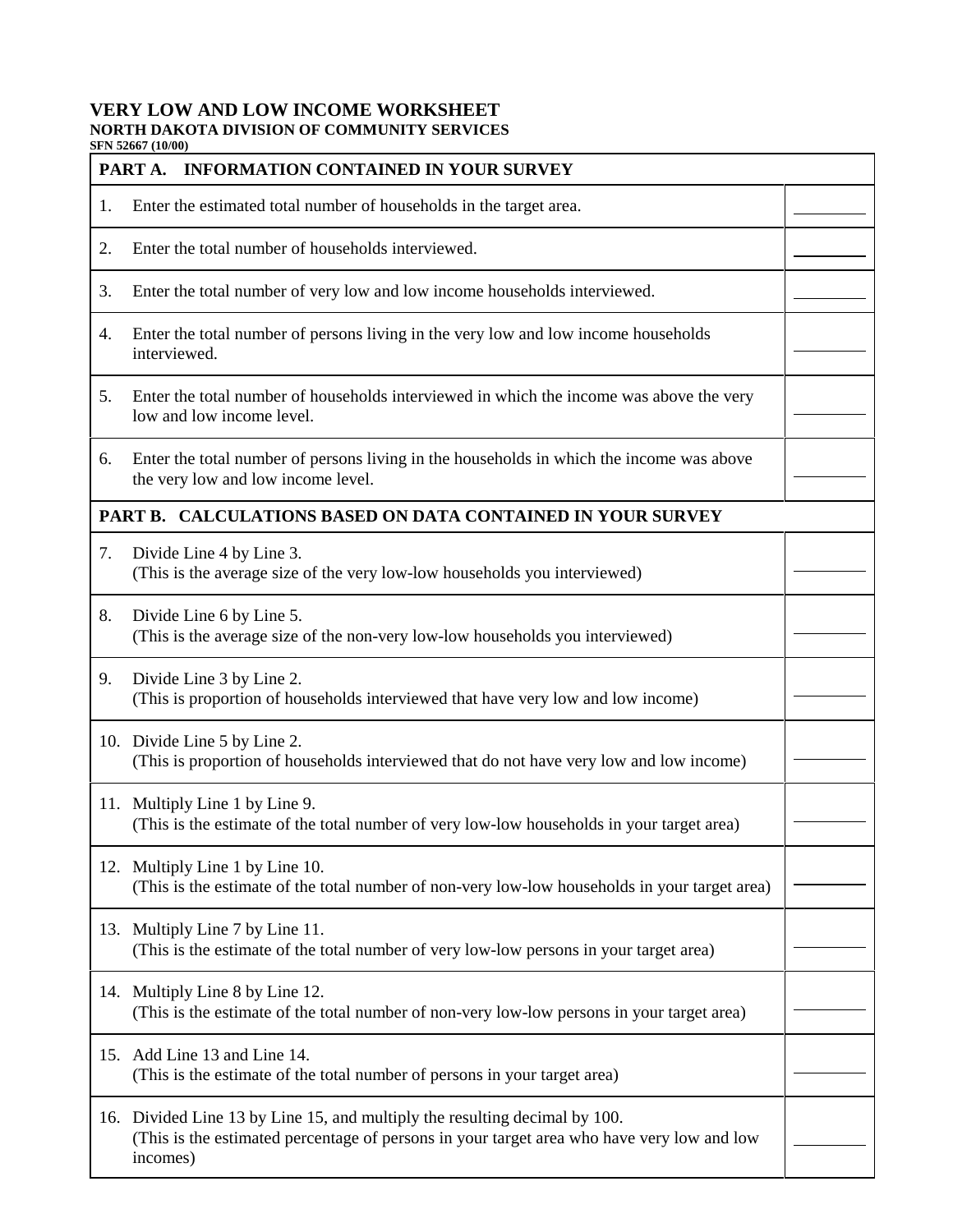# VERY LOW AND LOW INCOME WORKSHEET

**NORTH DAKOTA DIVISION OF COMMUNITY SERVICES**

**SFN 52667 (10/00)**

| **PART A. INFORMATION CONTAINED IN YOUR SURVEY** | |
|---|---|
| 1. Enter the estimated total number of households in the target area. | ________ |
| 2. Enter the total number of households interviewed. | ________ |
| 3. Enter the total number of very low and low income households interviewed. | ________ |
| 4. Enter the total number of persons living in the very low and low income households interviewed. | ________ |
| 5. Enter the total number of households interviewed in which the income was above the very low and low income level. | ________ |
| 6. Enter the total number of persons living in the households in which the income was above the very low and low income level. | ________ |
| **PART B. CALCULATIONS BASED ON DATA CONTAINED IN YOUR SURVEY** | |
| 7. Divide Line 4 by Line 3. (This is the average size of the very low-low households you interviewed) | ________ |
| 8. Divide Line 6 by Line 5. (This is the average size of the non-very low-low households you interviewed) | ________ |
| 9. Divide Line 3 by Line 2. (This is proportion of households interviewed that have very low and low income) | ________ |
| 10. Divide Line 5 by Line 2. (This is proportion of households interviewed that do not have very low and low income) | ________ |
| 11. Multiply Line 1 by Line 9. (This is the estimate of the total number of very low-low households in your target area) | ________ |
| 12. Multiply Line 1 by Line 10. (This is the estimate of the total number of non-very low-low households in your target area) | ________ |
| 13. Multiply Line 7 by Line 11. (This is the estimate of the total number of very low-low persons in your target area) | ________ |
| 14. Multiply Line 8 by Line 12. (This is the estimate of the total number of non-very low-low persons in your target area) | ________ |
| 15. Add Line 13 and Line 14. (This is the estimate of the total number of persons in your target area) | ________ |
| 16. Divided Line 13 by Line 15, and multiply the resulting decimal by 100. (This is the estimated percentage of persons in your target area who have very low and low incomes) | ________ |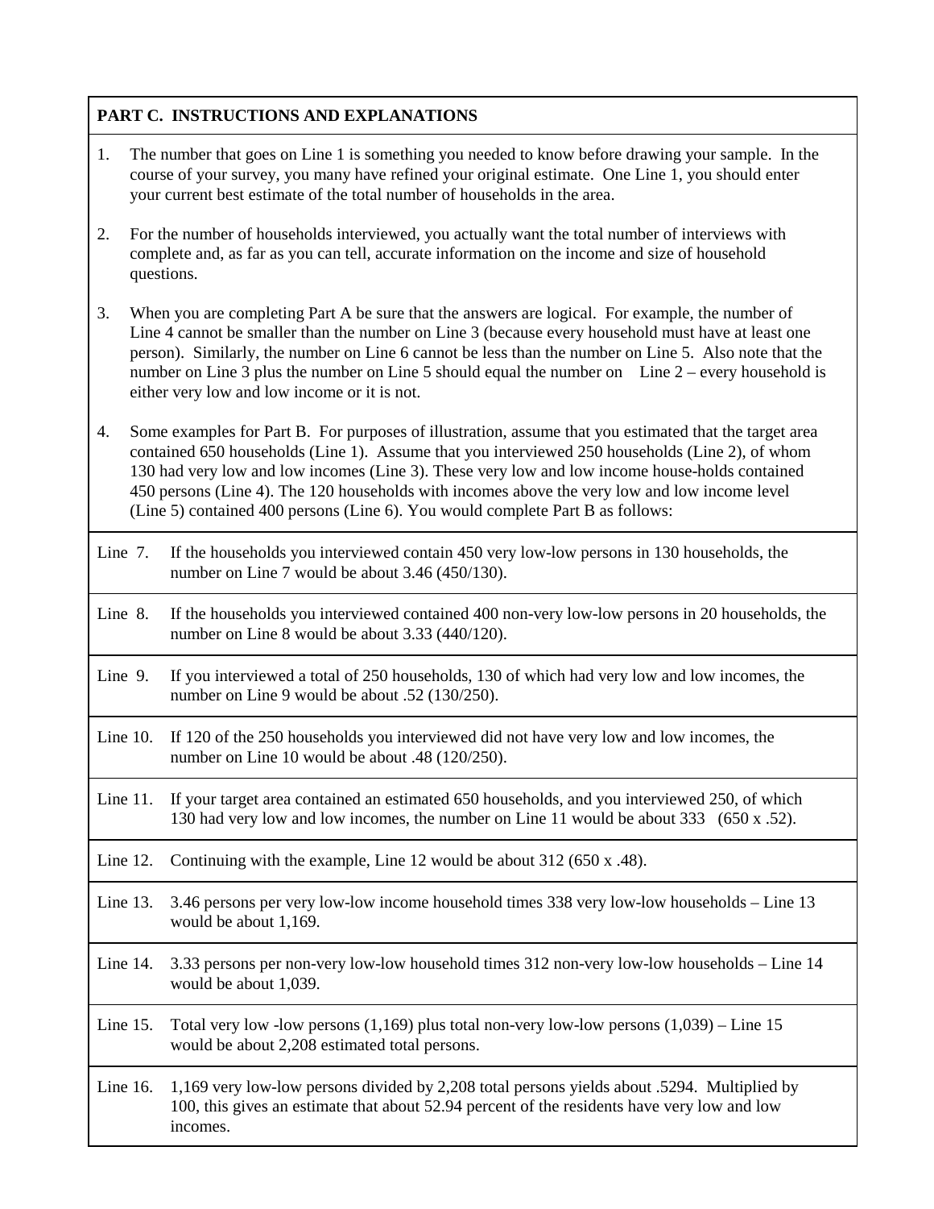## PART C. INSTRUCTIONS AND EXPLANATIONS

1. The number that goes on Line 1 is something you needed to know before drawing your sample. In the course of your survey, you many have refined your original estimate. One Line 1, you should enter your current best estimate of the total number of households in the area.

2. For the number of households interviewed, you actually want the total number of interviews with complete and, as far as you can tell, accurate information on the income and size of household questions.

3. When you are completing Part A be sure that the answers are logical. For example, the number of Line 4 cannot be smaller than the number on Line 3 (because every household must have at least one person). Similarly, the number on Line 6 cannot be less than the number on Line 5. Also note that the number on Line 3 plus the number on Line 5 should equal the number on Line 2 – every household is either very low and low income or it is not.

4. Some examples for Part B. For purposes of illustration, assume that you estimated that the target area contained 650 households (Line 1). Assume that you interviewed 250 households (Line 2), of whom 130 had very low and low incomes (Line 3). These very low and low income house-holds contained 450 persons (Line 4). The 120 households with incomes above the very low and low income level (Line 5) contained 400 persons (Line 6). You would complete Part B as follows:

| | |
|---|---|
| Line 7. | If the households you interviewed contain 450 very low-low persons in 130 households, the number on Line 7 would be about 3.46 (450/130). |
| Line 8. | If the households you interviewed contained 400 non-very low-low persons in 20 households, the number on Line 8 would be about 3.33 (440/120). |
| Line 9. | If you interviewed a total of 250 households, 130 of which had very low and low incomes, the number on Line 9 would be about .52 (130/250). |
| Line 10. | If 120 of the 250 households you interviewed did not have very low and low incomes, the number on Line 10 would be about .48 (120/250). |
| Line 11. | If your target area contained an estimated 650 households, and you interviewed 250, of which 130 had very low and low incomes, the number on Line 11 would be about 333 (650 x .52). |
| Line 12. | Continuing with the example, Line 12 would be about 312 (650 x .48). |
| Line 13. | 3.46 persons per very low-low income household times 338 very low-low households – Line 13 would be about 1,169. |
| Line 14. | 3.33 persons per non-very low-low household times 312 non-very low-low households – Line 14 would be about 1,039. |
| Line 15. | Total very low -low persons (1,169) plus total non-very low-low persons (1,039) – Line 15 would be about 2,208 estimated total persons. |
| Line 16. | 1,169 very low-low persons divided by 2,208 total persons yields about .5294. Multiplied by 100, this gives an estimate that about 52.94 percent of the residents have very low and low incomes. |